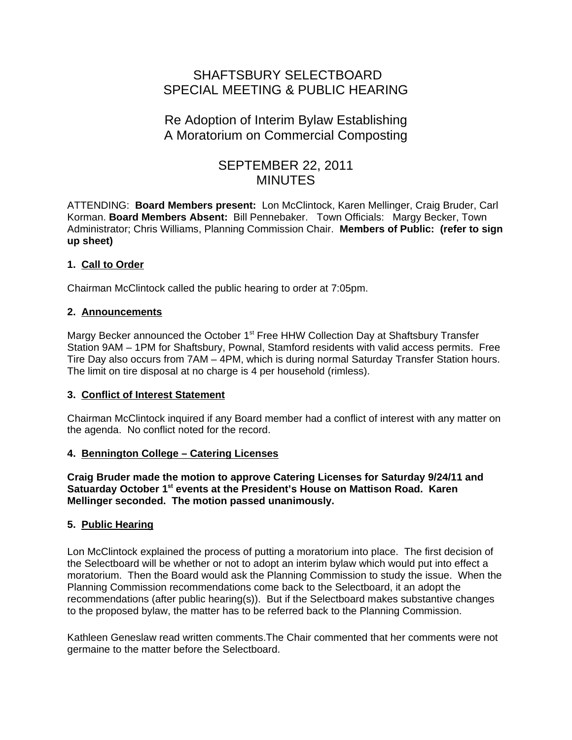# SHAFTSBURY SELECTBOARD
# SPECIAL MEETING & PUBLIC HEARING

## Re Adoption of Interim Bylaw Establishing A Moratorium on Commercial Composting

## SEPTEMBER 22, 2011
## MINUTES

ATTENDING: **Board Members present:** Lon McClintock, Karen Mellinger, Craig Bruder, Carl Korman. **Board Members Absent:** Bill Pennebaker. Town Officials: Margy Becker, Town Administrator; Chris Williams, Planning Commission Chair. **Members of Public: (refer to sign up sheet)**

### 1. Call to Order

Chairman McClintock called the public hearing to order at 7:05pm.

### 2. Announcements

Margy Becker announced the October 1st Free HHW Collection Day at Shaftsbury Transfer Station 9AM – 1PM for Shaftsbury, Pownal, Stamford residents with valid access permits. Free Tire Day also occurs from 7AM – 4PM, which is during normal Saturday Transfer Station hours. The limit on tire disposal at no charge is 4 per household (rimless).

### 3. Conflict of Interest Statement

Chairman McClintock inquired if any Board member had a conflict of interest with any matter on the agenda. No conflict noted for the record.

### 4. Bennington College – Catering Licenses

**Craig Bruder made the motion to approve Catering Licenses for Saturday 9/24/11 and Satuarday October 1st events at the President's House on Mattison Road. Karen Mellinger seconded. The motion passed unanimously.**

### 5. Public Hearing

Lon McClintock explained the process of putting a moratorium into place. The first decision of the Selectboard will be whether or not to adopt an interim bylaw which would put into effect a moratorium. Then the Board would ask the Planning Commission to study the issue. When the Planning Commission recommendations come back to the Selectboard, it an adopt the recommendations (after public hearing(s)). But if the Selectboard makes substantive changes to the proposed bylaw, the matter has to be referred back to the Planning Commission.

Kathleen Geneslaw read written comments.The Chair commented that her comments were not germaine to the matter before the Selectboard.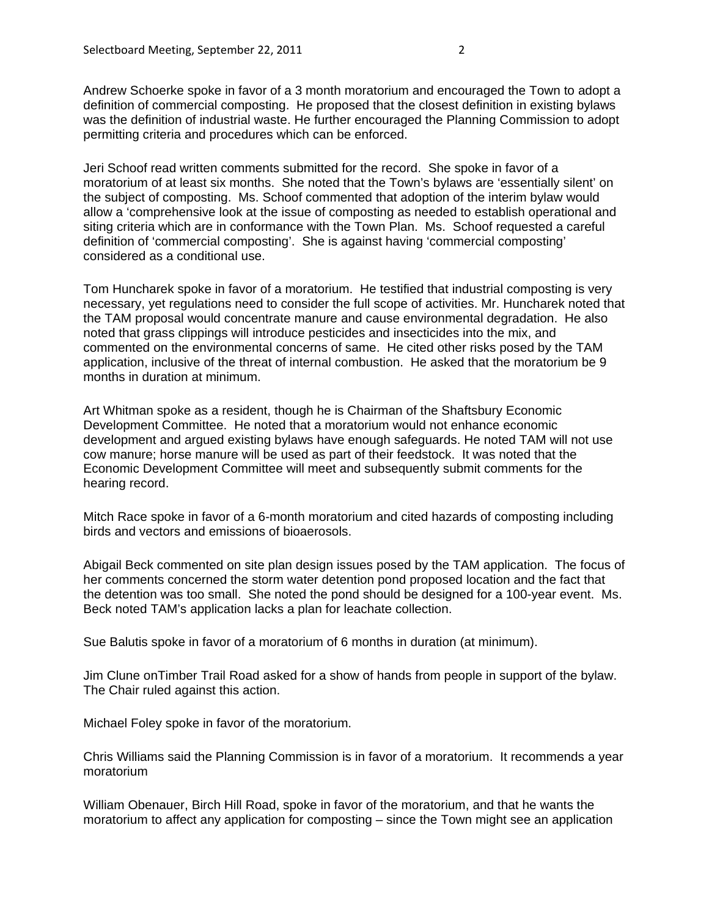Andrew Schoerke spoke in favor of a 3 month moratorium and encouraged the Town to adopt a definition of commercial composting. He proposed that the closest definition in existing bylaws was the definition of industrial waste. He further encouraged the Planning Commission to adopt permitting criteria and procedures which can be enforced.

Jeri Schoof read written comments submitted for the record. She spoke in favor of a moratorium of at least six months. She noted that the Town's bylaws are 'essentially silent' on the subject of composting. Ms. Schoof commented that adoption of the interim bylaw would allow a 'comprehensive look at the issue of composting as needed to establish operational and siting criteria which are in conformance with the Town Plan. Ms. Schoof requested a careful definition of 'commercial composting'. She is against having 'commercial composting' considered as a conditional use.

Tom Huncharek spoke in favor of a moratorium. He testified that industrial composting is very necessary, yet regulations need to consider the full scope of activities. Mr. Huncharek noted that the TAM proposal would concentrate manure and cause environmental degradation. He also noted that grass clippings will introduce pesticides and insecticides into the mix, and commented on the environmental concerns of same. He cited other risks posed by the TAM application, inclusive of the threat of internal combustion. He asked that the moratorium be 9 months in duration at minimum.

Art Whitman spoke as a resident, though he is Chairman of the Shaftsbury Economic Development Committee. He noted that a moratorium would not enhance economic development and argued existing bylaws have enough safeguards. He noted TAM will not use cow manure; horse manure will be used as part of their feedstock. It was noted that the Economic Development Committee will meet and subsequently submit comments for the hearing record.

Mitch Race spoke in favor of a 6-month moratorium and cited hazards of composting including birds and vectors and emissions of bioaerosols.

Abigail Beck commented on site plan design issues posed by the TAM application. The focus of her comments concerned the storm water detention pond proposed location and the fact that the detention was too small. She noted the pond should be designed for a 100-year event. Ms. Beck noted TAM's application lacks a plan for leachate collection.

Sue Balutis spoke in favor of a moratorium of 6 months in duration (at minimum).

Jim Clune onTimber Trail Road asked for a show of hands from people in support of the bylaw. The Chair ruled against this action.

Michael Foley spoke in favor of the moratorium.

Chris Williams said the Planning Commission is in favor of a moratorium. It recommends a year moratorium

William Obenauer, Birch Hill Road, spoke in favor of the moratorium, and that he wants the moratorium to affect any application for composting – since the Town might see an application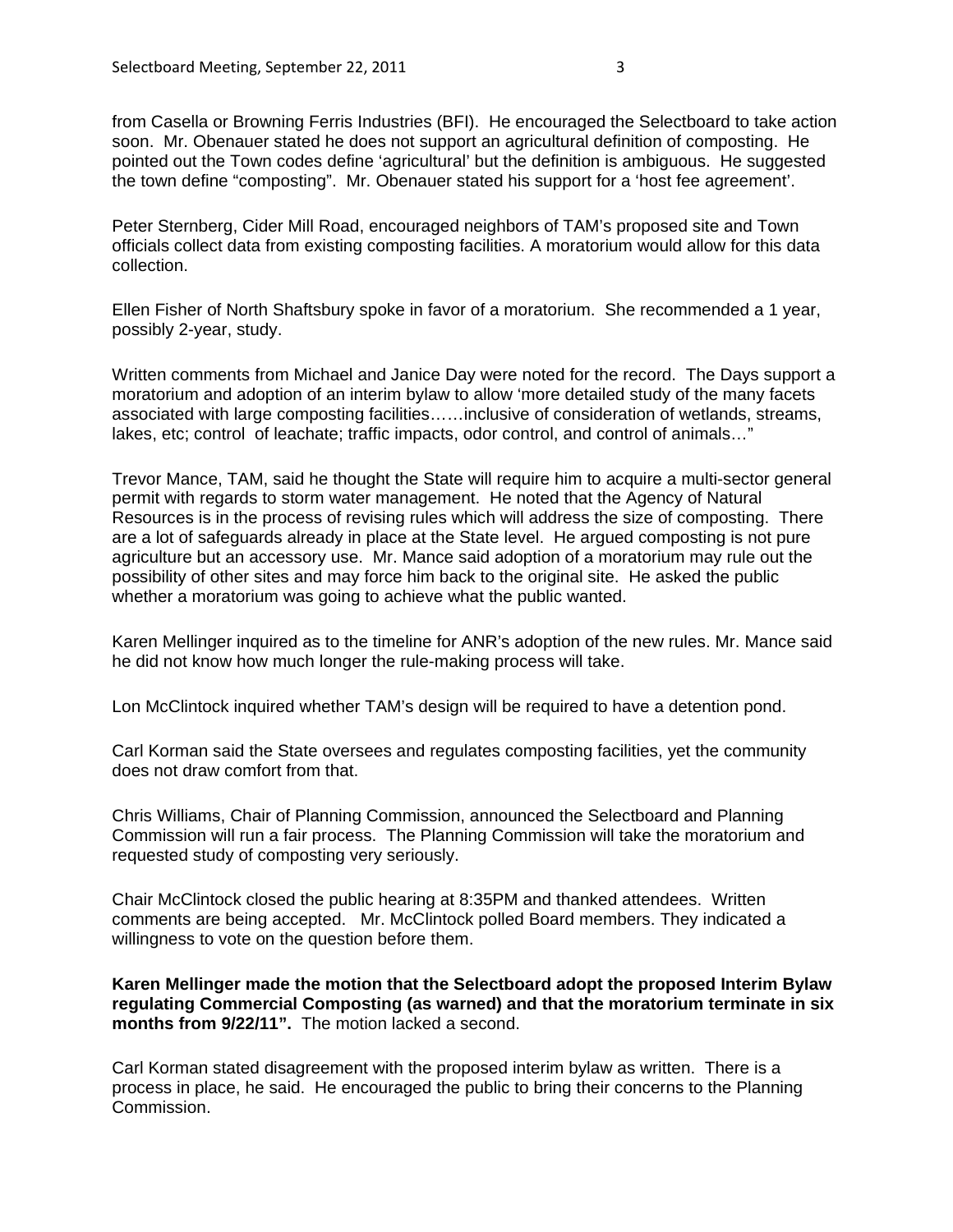from Casella or Browning Ferris Industries (BFI). He encouraged the Selectboard to take action soon. Mr. Obenauer stated he does not support an agricultural definition of composting. He pointed out the Town codes define 'agricultural' but the definition is ambiguous. He suggested the town define "composting". Mr. Obenauer stated his support for a 'host fee agreement'.

Peter Sternberg, Cider Mill Road, encouraged neighbors of TAM's proposed site and Town officials collect data from existing composting facilities. A moratorium would allow for this data collection.

Ellen Fisher of North Shaftsbury spoke in favor of a moratorium. She recommended a 1 year, possibly 2-year, study.

Written comments from Michael and Janice Day were noted for the record. The Days support a moratorium and adoption of an interim bylaw to allow 'more detailed study of the many facets associated with large composting facilities……inclusive of consideration of wetlands, streams, lakes, etc; control of leachate; traffic impacts, odor control, and control of animals…"

Trevor Mance, TAM, said he thought the State will require him to acquire a multi-sector general permit with regards to storm water management. He noted that the Agency of Natural Resources is in the process of revising rules which will address the size of composting. There are a lot of safeguards already in place at the State level. He argued composting is not pure agriculture but an accessory use. Mr. Mance said adoption of a moratorium may rule out the possibility of other sites and may force him back to the original site. He asked the public whether a moratorium was going to achieve what the public wanted.

Karen Mellinger inquired as to the timeline for ANR's adoption of the new rules. Mr. Mance said he did not know how much longer the rule-making process will take.

Lon McClintock inquired whether TAM's design will be required to have a detention pond.

Carl Korman said the State oversees and regulates composting facilities, yet the community does not draw comfort from that.

Chris Williams, Chair of Planning Commission, announced the Selectboard and Planning Commission will run a fair process. The Planning Commission will take the moratorium and requested study of composting very seriously.

Chair McClintock closed the public hearing at 8:35PM and thanked attendees. Written comments are being accepted. Mr. McClintock polled Board members. They indicated a willingness to vote on the question before them.

**Karen Mellinger made the motion that the Selectboard adopt the proposed Interim Bylaw regulating Commercial Composting (as warned) and that the moratorium terminate in six months from 9/22/11".** The motion lacked a second.

Carl Korman stated disagreement with the proposed interim bylaw as written. There is a process in place, he said. He encouraged the public to bring their concerns to the Planning Commission.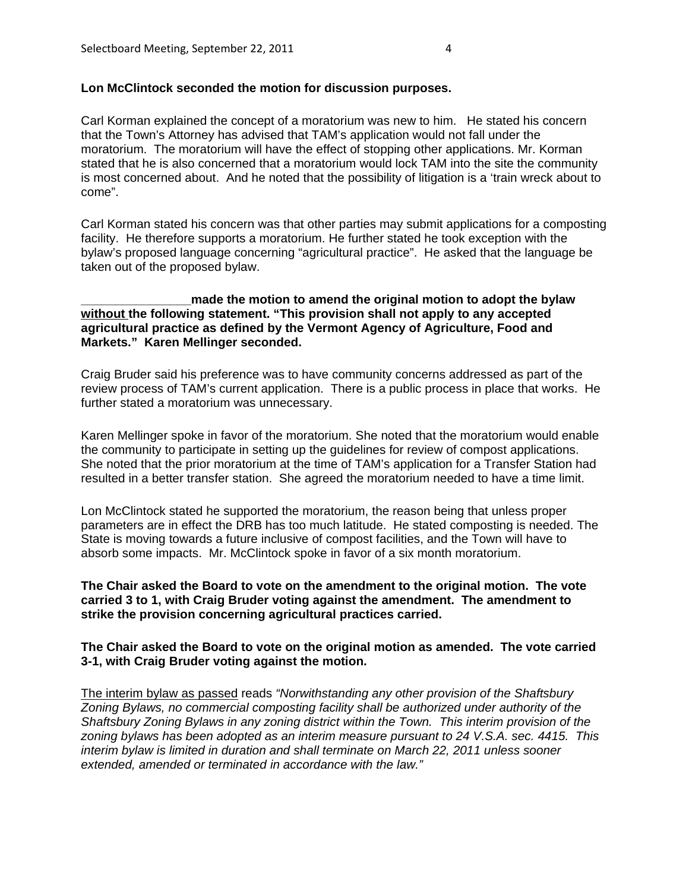**Lon McClintock seconded the motion for discussion purposes.**

Carl Korman explained the concept of a moratorium was new to him. He stated his concern that the Town's Attorney has advised that TAM's application would not fall under the moratorium. The moratorium will have the effect of stopping other applications. Mr. Korman stated that he is also concerned that a moratorium would lock TAM into the site the community is most concerned about. And he noted that the possibility of litigation is a 'train wreck about to come".

Carl Korman stated his concern was that other parties may submit applications for a composting facility. He therefore supports a moratorium. He further stated he took exception with the bylaw's proposed language concerning "agricultural practice". He asked that the language be taken out of the proposed bylaw.

**_______________ made the motion to amend the original motion to adopt the bylaw <u>without</u> the following statement. "This provision shall not apply to any accepted agricultural practice as defined by the Vermont Agency of Agriculture, Food and Markets." Karen Mellinger seconded.**

Craig Bruder said his preference was to have community concerns addressed as part of the review process of TAM's current application. There is a public process in place that works. He further stated a moratorium was unnecessary.

Karen Mellinger spoke in favor of the moratorium. She noted that the moratorium would enable the community to participate in setting up the guidelines for review of compost applications. She noted that the prior moratorium at the time of TAM's application for a Transfer Station had resulted in a better transfer station. She agreed the moratorium needed to have a time limit.

Lon McClintock stated he supported the moratorium, the reason being that unless proper parameters are in effect the DRB has too much latitude. He stated composting is needed. The State is moving towards a future inclusive of compost facilities, and the Town will have to absorb some impacts. Mr. McClintock spoke in favor of a six month moratorium.

**The Chair asked the Board to vote on the amendment to the original motion. The vote carried 3 to 1, with Craig Bruder voting against the amendment. The amendment to strike the provision concerning agricultural practices carried.**

**The Chair asked the Board to vote on the original motion as amended. The vote carried 3-1, with Craig Bruder voting against the motion.**

<u>The interim bylaw as passed</u> reads *"Norwithstanding any other provision of the Shaftsbury Zoning Bylaws, no commercial composting facility shall be authorized under authority of the Shaftsbury Zoning Bylaws in any zoning district within the Town. This interim provision of the zoning bylaws has been adopted as an interim measure pursuant to 24 V.S.A. sec. 4415. This interim bylaw is limited in duration and shall terminate on March 22, 2011 unless sooner extended, amended or terminated in accordance with the law."*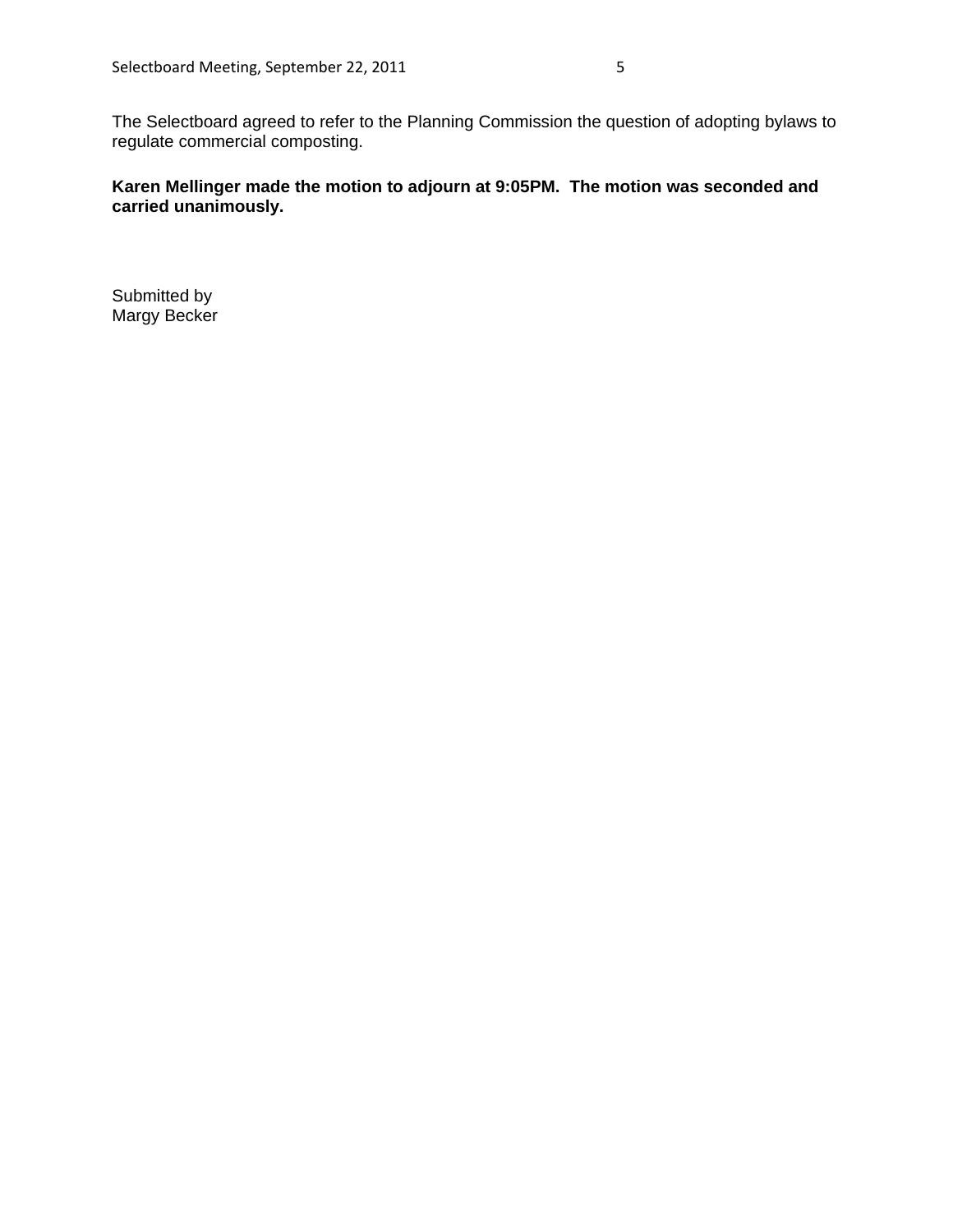The Selectboard agreed to refer to the Planning Commission the question of adopting bylaws to regulate commercial composting.

**Karen Mellinger made the motion to adjourn at 9:05PM. The motion was seconded and carried unanimously.**

Submitted by
Margy Becker